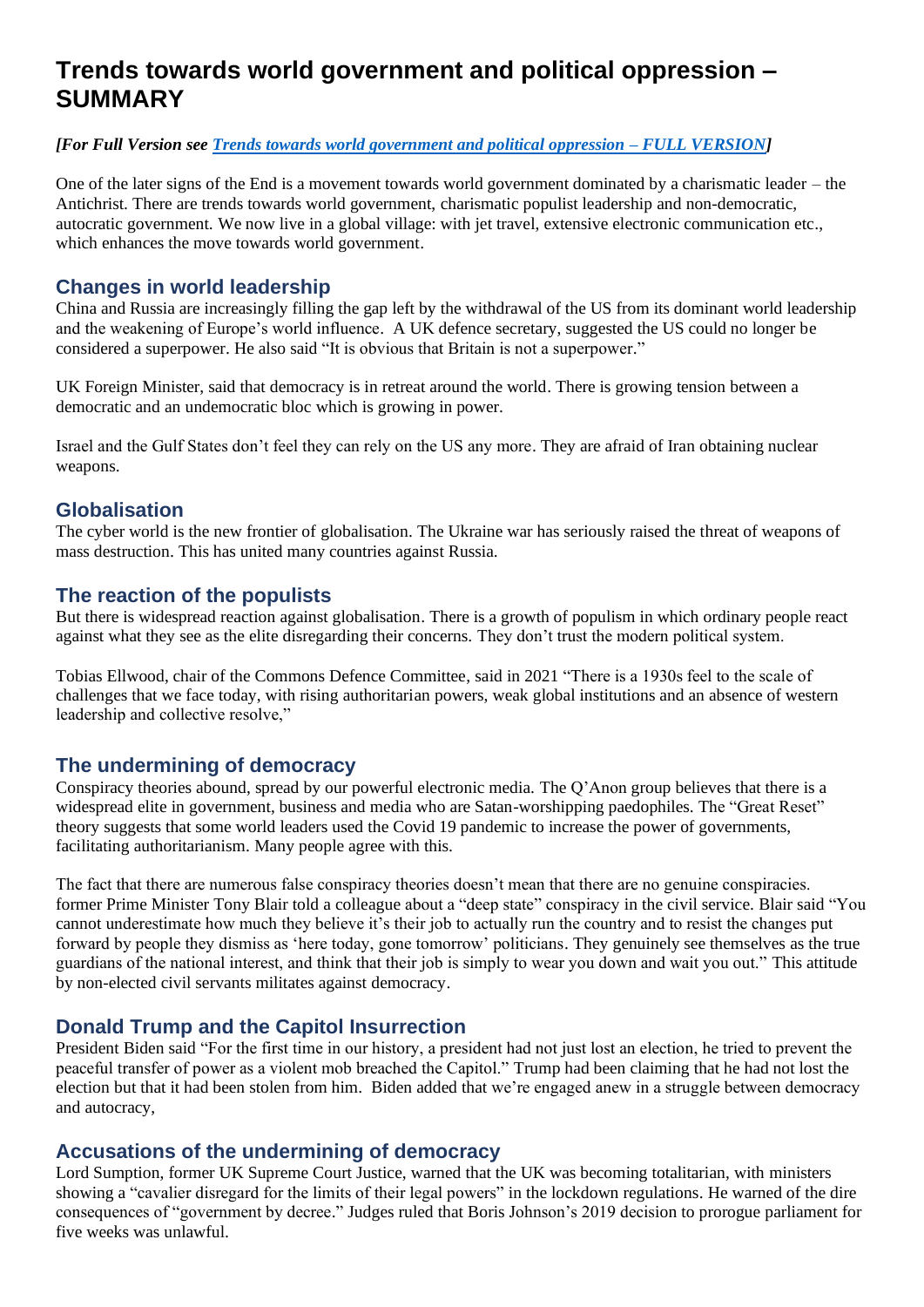# Trends towards world government and political oppression – SUMMARY

***[For Full Version see [Trends towards world government and political oppression – FULL VERSION]]***

One of the later signs of the End is a movement towards world government dominated by a charismatic leader – the Antichrist. There are trends towards world government, charismatic populist leadership and non-democratic, autocratic government. We now live in a global village: with jet travel, extensive electronic communication etc., which enhances the move towards world government.

## Changes in world leadership

China and Russia are increasingly filling the gap left by the withdrawal of the US from its dominant world leadership and the weakening of Europe's world influence. A UK defence secretary, suggested the US could no longer be considered a superpower. He also said "It is obvious that Britain is not a superpower."

UK Foreign Minister, said that democracy is in retreat around the world. There is growing tension between a democratic and an undemocratic bloc which is growing in power.

Israel and the Gulf States don't feel they can rely on the US any more. They are afraid of Iran obtaining nuclear weapons.

## Globalisation

The cyber world is the new frontier of globalisation. The Ukraine war has seriously raised the threat of weapons of mass destruction. This has united many countries against Russia.

## The reaction of the populists

But there is widespread reaction against globalisation. There is a growth of populism in which ordinary people react against what they see as the elite disregarding their concerns. They don't trust the modern political system.

Tobias Ellwood, chair of the Commons Defence Committee, said in 2021 "There is a 1930s feel to the scale of challenges that we face today, with rising authoritarian powers, weak global institutions and an absence of western leadership and collective resolve,"

## The undermining of democracy

Conspiracy theories abound, spread by our powerful electronic media. The Q'Anon group believes that there is a widespread elite in government, business and media who are Satan-worshipping paedophiles. The "Great Reset" theory suggests that some world leaders used the Covid 19 pandemic to increase the power of governments, facilitating authoritarianism. Many people agree with this.

The fact that there are numerous false conspiracy theories doesn't mean that there are no genuine conspiracies. former Prime Minister Tony Blair told a colleague about a "deep state" conspiracy in the civil service. Blair said "You cannot underestimate how much they believe it's their job to actually run the country and to resist the changes put forward by people they dismiss as 'here today, gone tomorrow' politicians. They genuinely see themselves as the true guardians of the national interest, and think that their job is simply to wear you down and wait you out." This attitude by non-elected civil servants militates against democracy.

## Donald Trump and the Capitol Insurrection

President Biden said "For the first time in our history, a president had not just lost an election, he tried to prevent the peaceful transfer of power as a violent mob breached the Capitol." Trump had been claiming that he had not lost the election but that it had been stolen from him. Biden added that we're engaged anew in a struggle between democracy and autocracy,

## Accusations of the undermining of democracy

Lord Sumption, former UK Supreme Court Justice, warned that the UK was becoming totalitarian, with ministers showing a "cavalier disregard for the limits of their legal powers" in the lockdown regulations. He warned of the dire consequences of "government by decree." Judges ruled that Boris Johnson's 2019 decision to prorogue parliament for five weeks was unlawful.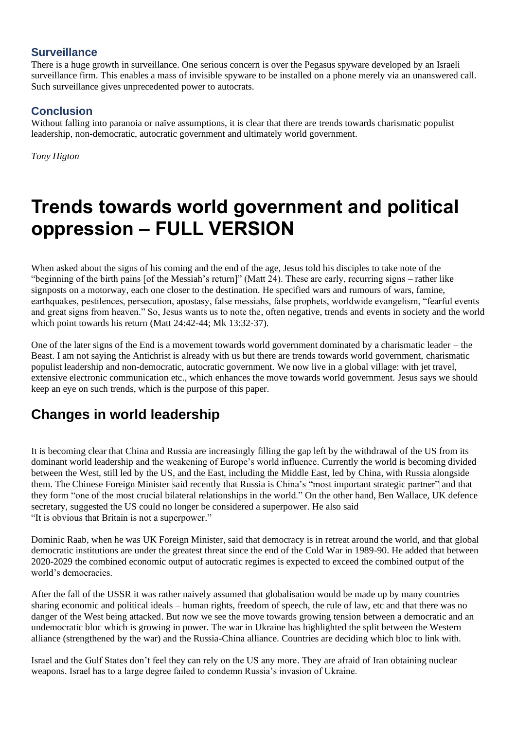### Surveillance

There is a huge growth in surveillance. One serious concern is over the Pegasus spyware developed by an Israeli surveillance firm. This enables a mass of invisible spyware to be installed on a phone merely via an unanswered call. Such surveillance gives unprecedented power to autocrats.

### Conclusion

Without falling into paranoia or naïve assumptions, it is clear that there are trends towards charismatic populist leadership, non-democratic, autocratic government and ultimately world government.

*Tony Higton*

# Trends towards world government and political oppression – FULL VERSION

When asked about the signs of his coming and the end of the age, Jesus told his disciples to take note of the "beginning of the birth pains [of the Messiah's return]" (Matt 24). These are early, recurring signs – rather like signposts on a motorway, each one closer to the destination. He specified wars and rumours of wars, famine, earthquakes, pestilences, persecution, apostasy, false messiahs, false prophets, worldwide evangelism, "fearful events and great signs from heaven." So, Jesus wants us to note the, often negative, trends and events in society and the world which point towards his return (Matt 24:42-44; Mk 13:32-37).

One of the later signs of the End is a movement towards world government dominated by a charismatic leader – the Beast. I am not saying the Antichrist is already with us but there are trends towards world government, charismatic populist leadership and non-democratic, autocratic government. We now live in a global village: with jet travel, extensive electronic communication etc., which enhances the move towards world government. Jesus says we should keep an eye on such trends, which is the purpose of this paper.

## Changes in world leadership

It is becoming clear that China and Russia are increasingly filling the gap left by the withdrawal of the US from its dominant world leadership and the weakening of Europe's world influence. Currently the world is becoming divided between the West, still led by the US, and the East, including the Middle East, led by China, with Russia alongside them. The Chinese Foreign Minister said recently that Russia is China's "most important strategic partner" and that they form "one of the most crucial bilateral relationships in the world." On the other hand, Ben Wallace, UK defence secretary, suggested the US could no longer be considered a superpower. He also said "It is obvious that Britain is not a superpower."

Dominic Raab, when he was UK Foreign Minister, said that democracy is in retreat around the world, and that global democratic institutions are under the greatest threat since the end of the Cold War in 1989-90. He added that between 2020-2029 the combined economic output of autocratic regimes is expected to exceed the combined output of the world's democracies.

After the fall of the USSR it was rather naively assumed that globalisation would be made up by many countries sharing economic and political ideals – human rights, freedom of speech, the rule of law, etc and that there was no danger of the West being attacked. But now we see the move towards growing tension between a democratic and an undemocratic bloc which is growing in power. The war in Ukraine has highlighted the split between the Western alliance (strengthened by the war) and the Russia-China alliance. Countries are deciding which bloc to link with.

Israel and the Gulf States don't feel they can rely on the US any more. They are afraid of Iran obtaining nuclear weapons. Israel has to a large degree failed to condemn Russia's invasion of Ukraine.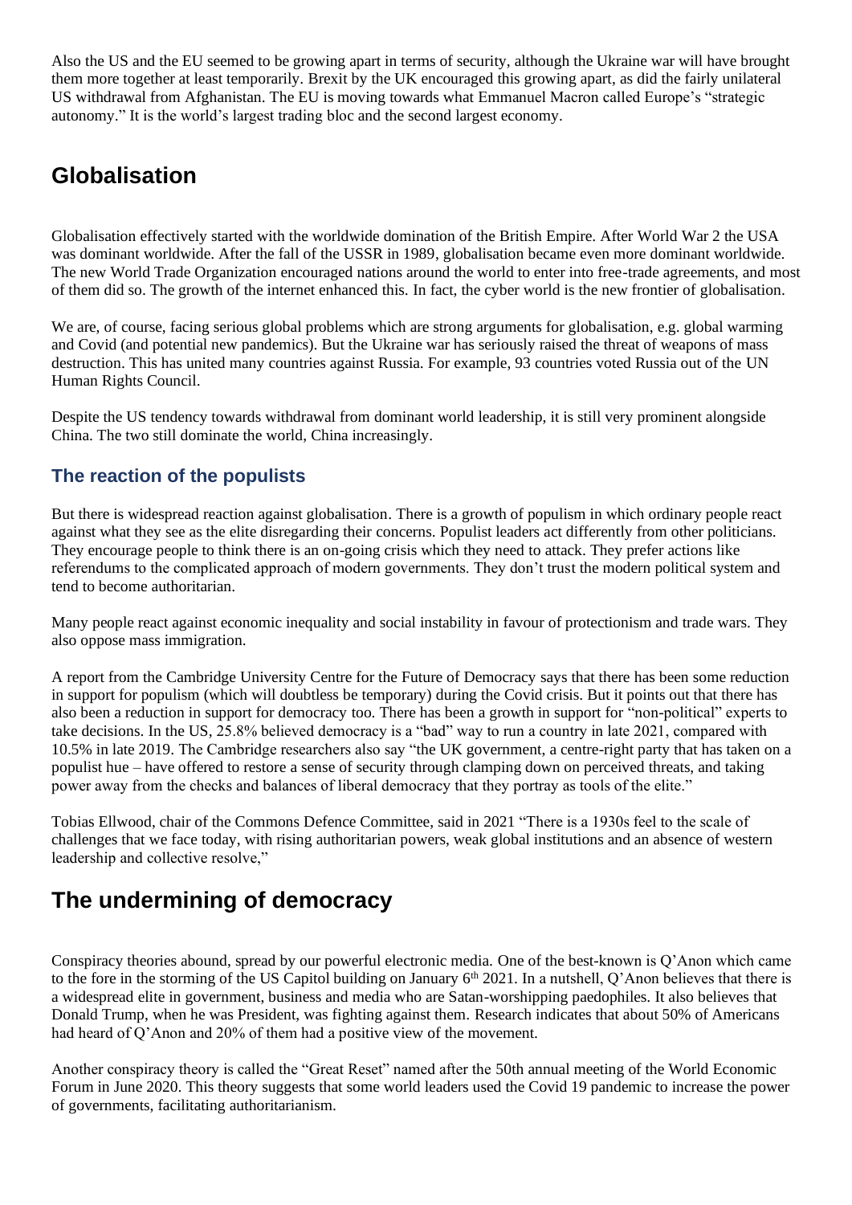Also the US and the EU seemed to be growing apart in terms of security, although the Ukraine war will have brought them more together at least temporarily. Brexit by the UK encouraged this growing apart, as did the fairly unilateral US withdrawal from Afghanistan. The EU is moving towards what Emmanuel Macron called Europe's "strategic autonomy." It is the world's largest trading bloc and the second largest economy.

## Globalisation

Globalisation effectively started with the worldwide domination of the British Empire. After World War 2 the USA was dominant worldwide. After the fall of the USSR in 1989, globalisation became even more dominant worldwide. The new World Trade Organization encouraged nations around the world to enter into free-trade agreements, and most of them did so. The growth of the internet enhanced this. In fact, the cyber world is the new frontier of globalisation.

We are, of course, facing serious global problems which are strong arguments for globalisation, e.g. global warming and Covid (and potential new pandemics). But the Ukraine war has seriously raised the threat of weapons of mass destruction. This has united many countries against Russia. For example, 93 countries voted Russia out of the UN Human Rights Council.

Despite the US tendency towards withdrawal from dominant world leadership, it is still very prominent alongside China. The two still dominate the world, China increasingly.

### The reaction of the populists

But there is widespread reaction against globalisation. There is a growth of populism in which ordinary people react against what they see as the elite disregarding their concerns. Populist leaders act differently from other politicians. They encourage people to think there is an on-going crisis which they need to attack. They prefer actions like referendums to the complicated approach of modern governments. They don't trust the modern political system and tend to become authoritarian.

Many people react against economic inequality and social instability in favour of protectionism and trade wars. They also oppose mass immigration.

A report from the Cambridge University Centre for the Future of Democracy says that there has been some reduction in support for populism (which will doubtless be temporary) during the Covid crisis. But it points out that there has also been a reduction in support for democracy too. There has been a growth in support for "non-political" experts to take decisions. In the US, 25.8% believed democracy is a "bad" way to run a country in late 2021, compared with 10.5% in late 2019. The Cambridge researchers also say "the UK government, a centre-right party that has taken on a populist hue – have offered to restore a sense of security through clamping down on perceived threats, and taking power away from the checks and balances of liberal democracy that they portray as tools of the elite."

Tobias Ellwood, chair of the Commons Defence Committee, said in 2021 "There is a 1930s feel to the scale of challenges that we face today, with rising authoritarian powers, weak global institutions and an absence of western leadership and collective resolve,"

## The undermining of democracy

Conspiracy theories abound, spread by our powerful electronic media. One of the best-known is Q'Anon which came to the fore in the storming of the US Capitol building on January 6th 2021. In a nutshell, Q'Anon believes that there is a widespread elite in government, business and media who are Satan-worshipping paedophiles. It also believes that Donald Trump, when he was President, was fighting against them. Research indicates that about 50% of Americans had heard of Q'Anon and 20% of them had a positive view of the movement.

Another conspiracy theory is called the "Great Reset" named after the 50th annual meeting of the World Economic Forum in June 2020. This theory suggests that some world leaders used the Covid 19 pandemic to increase the power of governments, facilitating authoritarianism.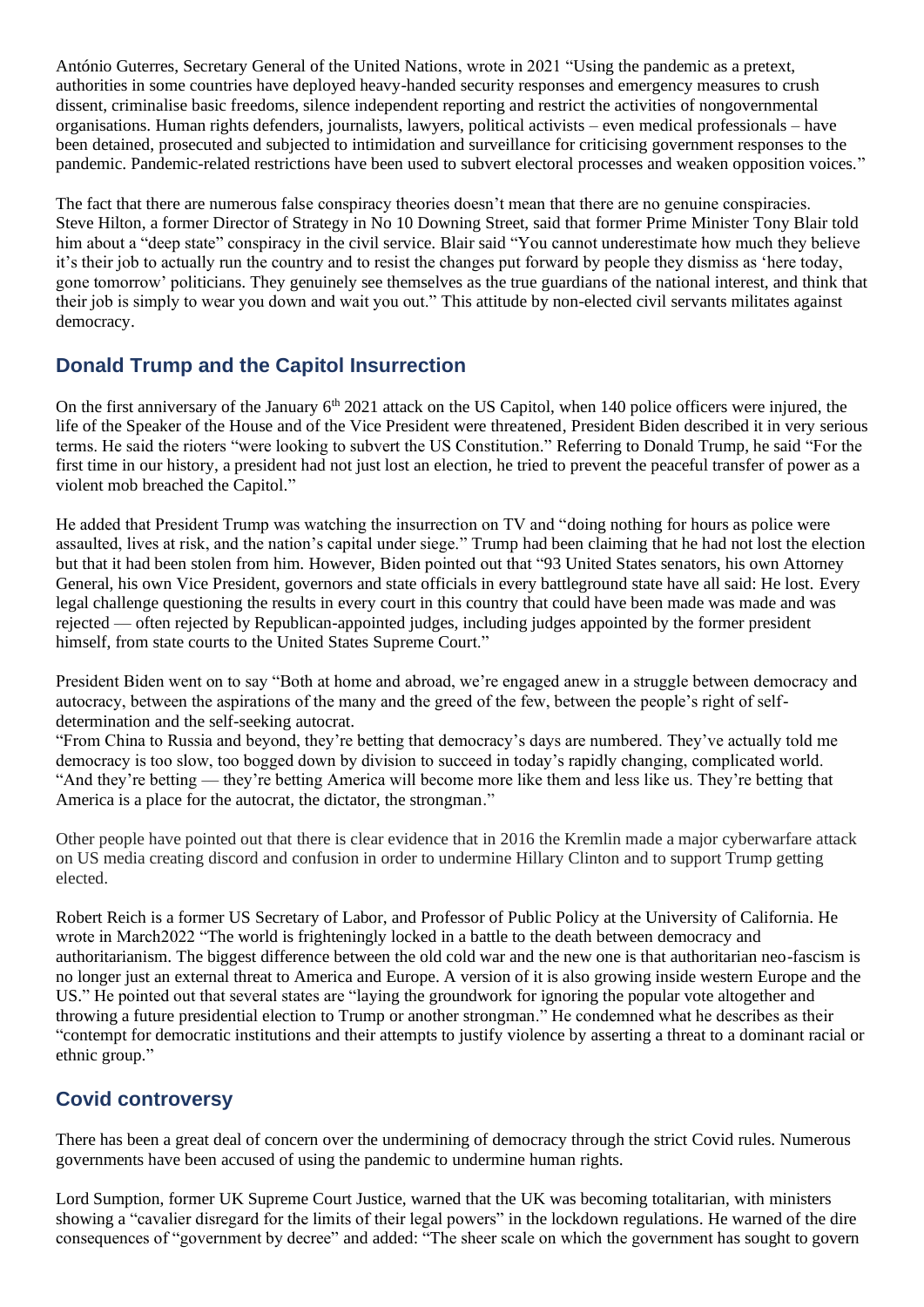António Guterres, Secretary General of the United Nations, wrote in 2021 "Using the pandemic as a pretext, authorities in some countries have deployed heavy-handed security responses and emergency measures to crush dissent, criminalise basic freedoms, silence independent reporting and restrict the activities of nongovernmental organisations. Human rights defenders, journalists, lawyers, political activists – even medical professionals – have been detained, prosecuted and subjected to intimidation and surveillance for criticising government responses to the pandemic. Pandemic-related restrictions have been used to subvert electoral processes and weaken opposition voices."

The fact that there are numerous false conspiracy theories doesn't mean that there are no genuine conspiracies. Steve Hilton, a former Director of Strategy in No 10 Downing Street, said that former Prime Minister Tony Blair told him about a "deep state" conspiracy in the civil service. Blair said "You cannot underestimate how much they believe it's their job to actually run the country and to resist the changes put forward by people they dismiss as 'here today, gone tomorrow' politicians. They genuinely see themselves as the true guardians of the national interest, and think that their job is simply to wear you down and wait you out." This attitude by non-elected civil servants militates against democracy.

## Donald Trump and the Capitol Insurrection

On the first anniversary of the January 6th 2021 attack on the US Capitol, when 140 police officers were injured, the life of the Speaker of the House and of the Vice President were threatened, President Biden described it in very serious terms. He said the rioters "were looking to subvert the US Constitution." Referring to Donald Trump, he said "For the first time in our history, a president had not just lost an election, he tried to prevent the peaceful transfer of power as a violent mob breached the Capitol."

He added that President Trump was watching the insurrection on TV and "doing nothing for hours as police were assaulted, lives at risk, and the nation's capital under siege." Trump had been claiming that he had not lost the election but that it had been stolen from him. However, Biden pointed out that "93 United States senators, his own Attorney General, his own Vice President, governors and state officials in every battleground state have all said: He lost. Every legal challenge questioning the results in every court in this country that could have been made was made and was rejected — often rejected by Republican-appointed judges, including judges appointed by the former president himself, from state courts to the United States Supreme Court."

President Biden went on to say "Both at home and abroad, we're engaged anew in a struggle between democracy and autocracy, between the aspirations of the many and the greed of the few, between the people's right of self-determination and the self-seeking autocrat.
"From China to Russia and beyond, they're betting that democracy's days are numbered. They've actually told me democracy is too slow, too bogged down by division to succeed in today's rapidly changing, complicated world.
"And they're betting — they're betting America will become more like them and less like us. They're betting that America is a place for the autocrat, the dictator, the strongman."

Other people have pointed out that there is clear evidence that in 2016 the Kremlin made a major cyberwarfare attack on US media creating discord and confusion in order to undermine Hillary Clinton and to support Trump getting elected.

Robert Reich is a former US Secretary of Labor, and Professor of Public Policy at the University of California. He wrote in March2022 "The world is frighteningly locked in a battle to the death between democracy and authoritarianism. The biggest difference between the old cold war and the new one is that authoritarian neo-fascism is no longer just an external threat to America and Europe. A version of it is also growing inside western Europe and the US." He pointed out that several states are "laying the groundwork for ignoring the popular vote altogether and throwing a future presidential election to Trump or another strongman." He condemned what he describes as their "contempt for democratic institutions and their attempts to justify violence by asserting a threat to a dominant racial or ethnic group."

## Covid controversy

There has been a great deal of concern over the undermining of democracy through the strict Covid rules. Numerous governments have been accused of using the pandemic to undermine human rights.

Lord Sumption, former UK Supreme Court Justice, warned that the UK was becoming totalitarian, with ministers showing a "cavalier disregard for the limits of their legal powers" in the lockdown regulations. He warned of the dire consequences of "government by decree" and added: "The sheer scale on which the government has sought to govern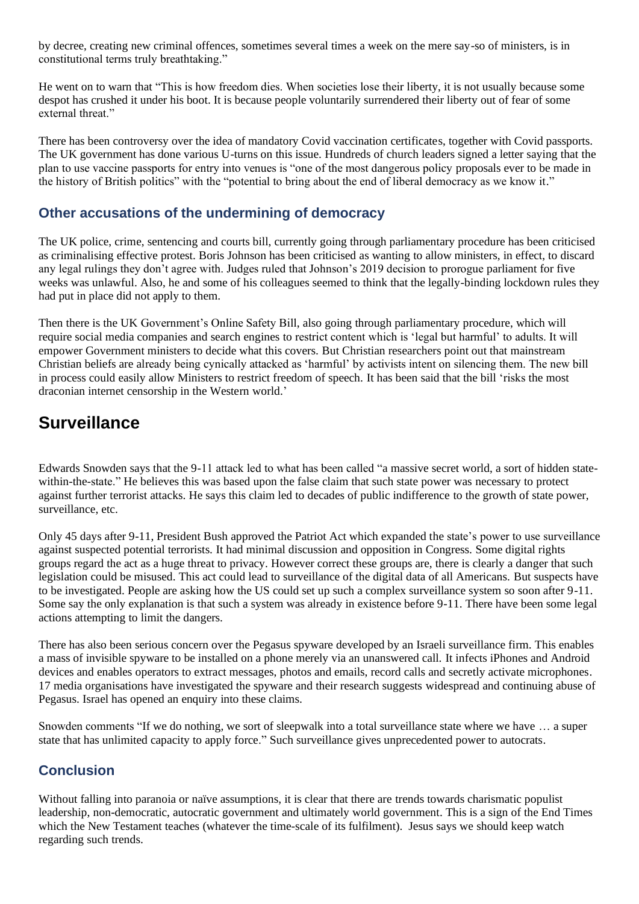by decree, creating new criminal offences, sometimes several times a week on the mere say-so of ministers, is in constitutional terms truly breathtaking."

He went on to warn that "This is how freedom dies. When societies lose their liberty, it is not usually because some despot has crushed it under his boot. It is because people voluntarily surrendered their liberty out of fear of some external threat."

There has been controversy over the idea of mandatory Covid vaccination certificates, together with Covid passports. The UK government has done various U-turns on this issue. Hundreds of church leaders signed a letter saying that the plan to use vaccine passports for entry into venues is "one of the most dangerous policy proposals ever to be made in the history of British politics" with the "potential to bring about the end of liberal democracy as we know it."

### Other accusations of the undermining of democracy

The UK police, crime, sentencing and courts bill, currently going through parliamentary procedure has been criticised as criminalising effective protest. Boris Johnson has been criticised as wanting to allow ministers, in effect, to discard any legal rulings they don't agree with. Judges ruled that Johnson's 2019 decision to prorogue parliament for five weeks was unlawful. Also, he and some of his colleagues seemed to think that the legally-binding lockdown rules they had put in place did not apply to them.

Then there is the UK Government's Online Safety Bill, also going through parliamentary procedure, which will require social media companies and search engines to restrict content which is 'legal but harmful' to adults. It will empower Government ministers to decide what this covers. But Christian researchers point out that mainstream Christian beliefs are already being cynically attacked as 'harmful' by activists intent on silencing them. The new bill in process could easily allow Ministers to restrict freedom of speech. It has been said that the bill 'risks the most draconian internet censorship in the Western world.'

## Surveillance

Edwards Snowden says that the 9-11 attack led to what has been called "a massive secret world, a sort of hidden state-within-the-state." He believes this was based upon the false claim that such state power was necessary to protect against further terrorist attacks. He says this claim led to decades of public indifference to the growth of state power, surveillance, etc.

Only 45 days after 9-11, President Bush approved the Patriot Act which expanded the state's power to use surveillance against suspected potential terrorists. It had minimal discussion and opposition in Congress. Some digital rights groups regard the act as a huge threat to privacy. However correct these groups are, there is clearly a danger that such legislation could be misused. This act could lead to surveillance of the digital data of all Americans. But suspects have to be investigated. People are asking how the US could set up such a complex surveillance system so soon after 9-11. Some say the only explanation is that such a system was already in existence before 9-11. There have been some legal actions attempting to limit the dangers.

There has also been serious concern over the Pegasus spyware developed by an Israeli surveillance firm. This enables a mass of invisible spyware to be installed on a phone merely via an unanswered call. It infects iPhones and Android devices and enables operators to extract messages, photos and emails, record calls and secretly activate microphones. 17 media organisations have investigated the spyware and their research suggests widespread and continuing abuse of Pegasus. Israel has opened an enquiry into these claims.

Snowden comments "If we do nothing, we sort of sleepwalk into a total surveillance state where we have … a super state that has unlimited capacity to apply force." Such surveillance gives unprecedented power to autocrats.

### Conclusion

Without falling into paranoia or naïve assumptions, it is clear that there are trends towards charismatic populist leadership, non-democratic, autocratic government and ultimately world government. This is a sign of the End Times which the New Testament teaches (whatever the time-scale of its fulfilment). Jesus says we should keep watch regarding such trends.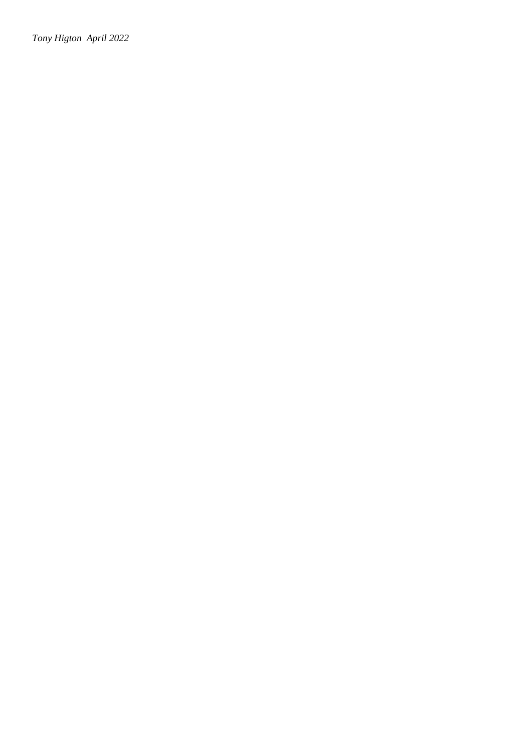*Tony Higton April 2022*